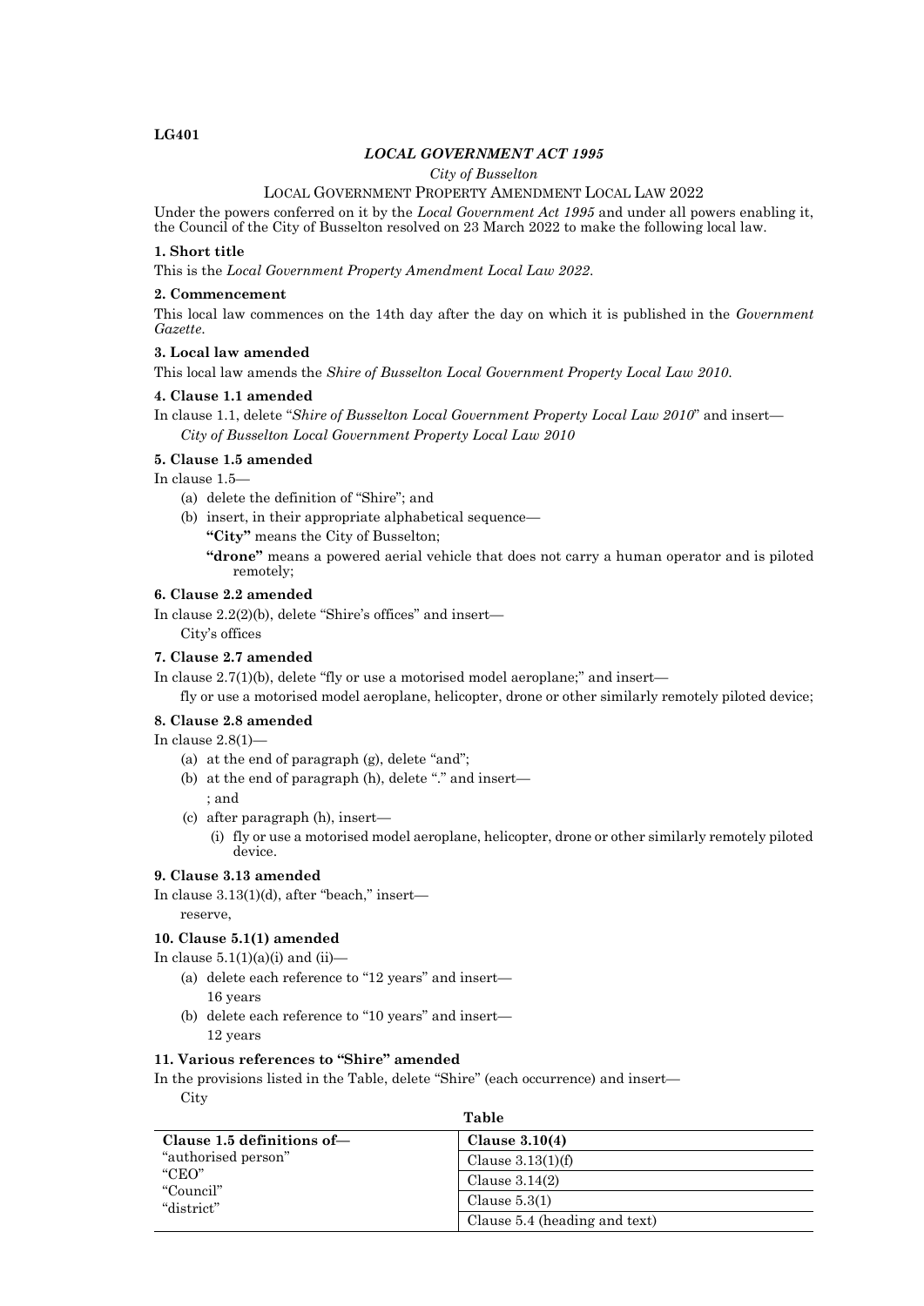**LG401**

## *LOCAL GOVERNMENT ACT 1995*

*City of Busselton*

LOCAL GOVERNMENT PROPERTY AMENDMENT LOCAL LAW 2022

Under the powers conferred on it by the *Local Government Act 1995* and under all powers enabling it, the Council of the City of Busselton resolved on 23 March 2022 to make the following local law.

**1. Short title**

This is the *Local Government Property Amendment Local Law 2022*.

**2. Commencement**

This local law commences on the 14th day after the day on which it is published in the *Government Gazette*.

**3. Local law amended**

This local law amends the *Shire of Busselton Local Government Property Local Law 2010*.

**4. Clause 1.1 amended**

In clause 1.1, delete "*Shire of Busselton Local Government Property Local Law 2010*" and insert—

*City of Busselton Local Government Property Local Law 2010*

**5. Clause 1.5 amended**

In clause 1.5—

(a) delete the definition of "Shire"; and

(b) insert, in their appropriate alphabetical sequence—

**"City"** means the City of Busselton;

**"drone"** means a powered aerial vehicle that does not carry a human operator and is piloted remotely;

**6. Clause 2.2 amended**

In clause 2.2(2)(b), delete "Shire's offices" and insert—

City's offices

**7. Clause 2.7 amended**

In clause 2.7(1)(b), delete "fly or use a motorised model aeroplane;" and insert—

fly or use a motorised model aeroplane, helicopter, drone or other similarly remotely piloted device;

**8. Clause 2.8 amended**

In clause 2.8(1)—

(a) at the end of paragraph (g), delete "and";

(b) at the end of paragraph (h), delete "." and insert—

; and

(c) after paragraph (h), insert—

(i) fly or use a motorised model aeroplane, helicopter, drone or other similarly remotely piloted device.

**9. Clause 3.13 amended**

In clause 3.13(1)(d), after "beach," insert—

reserve,

**10. Clause 5.1(1) amended**

In clause 5.1(1)(a)(i) and (ii)—

(a) delete each reference to "12 years" and insert—

16 years

(b) delete each reference to "10 years" and insert—

12 years

**11. Various references to "Shire" amended**

In the provisions listed in the Table, delete "Shire" (each occurrence) and insert—

City

**Table**

| | |
|---|---|
| **Clause 1.5 definitions of—** | **Clause 3.10(4)** |
| "authorised person" | Clause 3.13(1)(f) |
| "CEO" | Clause 3.14(2) |
| "Council" | Clause 5.3(1) |
| "district" | Clause 5.4 (heading and text) |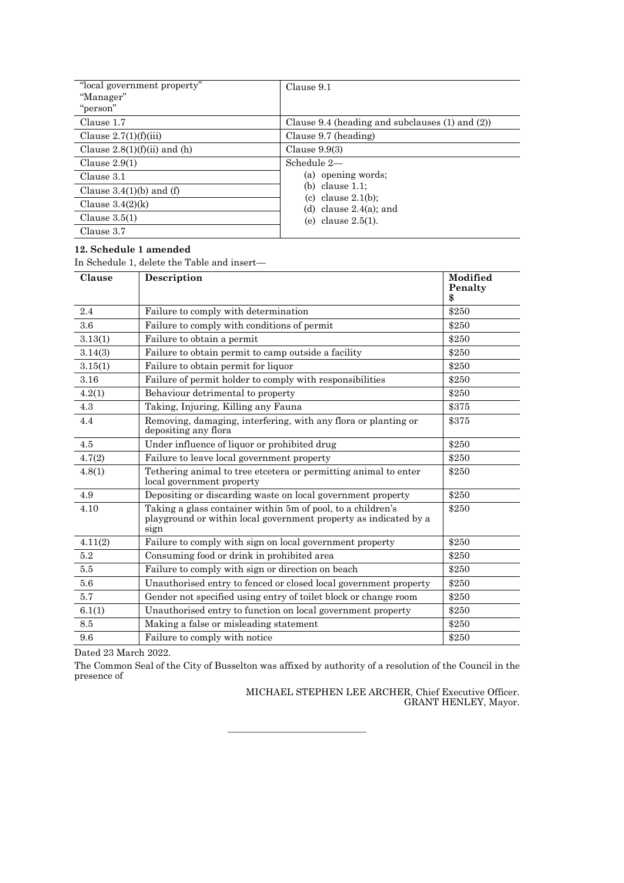| | |
|---|---|
| "local government property"<br>"Manager"<br>"person" | Clause 9.1 |
| Clause 1.7 | Clause 9.4 (heading and subclauses (1) and (2)) |
| Clause 2.7(1)(f)(iii) | Clause 9.7 (heading) |
| Clause 2.8(1)(f)(ii) and (h) | Clause 9.9(3) |
| Clause 2.9(1) | Schedule 2—<br>(a) opening words;<br>(b) clause 1.1;<br>(c) clause 2.1(b);<br>(d) clause 2.4(a); and<br>(e) clause 2.5(1). |
| Clause 3.1 | |
| Clause 3.4(1)(b) and (f) | |
| Clause 3.4(2)(k) | |
| Clause 3.5(1) | |
| Clause 3.7 | |

**12. Schedule 1 amended**

In Schedule 1, delete the Table and insert—

| Clause | Description | Modified Penalty $ |
|---|---|---|
| 2.4 | Failure to comply with determination | $250 |
| 3.6 | Failure to comply with conditions of permit | $250 |
| 3.13(1) | Failure to obtain a permit | $250 |
| 3.14(3) | Failure to obtain permit to camp outside a facility | $250 |
| 3.15(1) | Failure to obtain permit for liquor | $250 |
| 3.16 | Failure of permit holder to comply with responsibilities | $250 |
| 4.2(1) | Behaviour detrimental to property | $250 |
| 4.3 | Taking, Injuring, Killing any Fauna | $375 |
| 4.4 | Removing, damaging, interfering, with any flora or planting or depositing any flora | $375 |
| 4.5 | Under influence of liquor or prohibited drug | $250 |
| 4.7(2) | Failure to leave local government property | $250 |
| 4.8(1) | Tethering animal to tree etcetera or permitting animal to enter local government property | $250 |
| 4.9 | Depositing or discarding waste on local government property | $250 |
| 4.10 | Taking a glass container within 5m of pool, to a children's playground or within local government property as indicated by a sign | $250 |
| 4.11(2) | Failure to comply with sign on local government property | $250 |
| 5.2 | Consuming food or drink in prohibited area | $250 |
| 5.5 | Failure to comply with sign or direction on beach | $250 |
| 5.6 | Unauthorised entry to fenced or closed local government property | $250 |
| 5.7 | Gender not specified using entry of toilet block or change room | $250 |
| 6.1(1) | Unauthorised entry to function on local government property | $250 |
| 8.5 | Making a false or misleading statement | $250 |
| 9.6 | Failure to comply with notice | $250 |

Dated 23 March 2022.

The Common Seal of the City of Busselton was affixed by authority of a resolution of the Council in the presence of

MICHAEL STEPHEN LEE ARCHER, Chief Executive Officer.
GRANT HENLEY, Mayor.

———————————